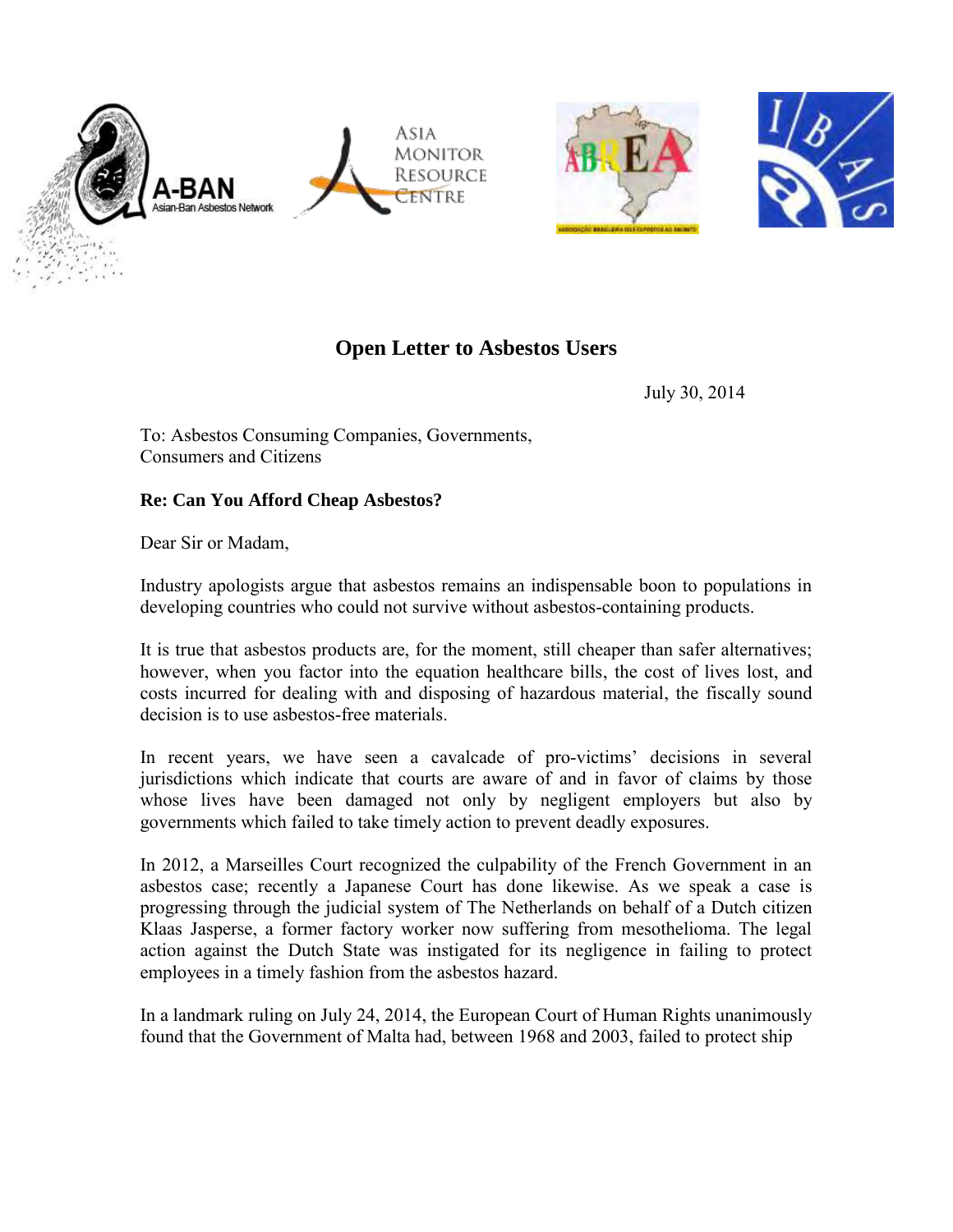# Open Letter to Asbestos Users

July 30, 2014

To: Asbestos Consuming Companies, Governments,
Consumers and Citizens

**Re: Can You Afford Cheap Asbestos?**

Dear Sir or Madam,

Industry apologists argue that asbestos remains an indispensable boon to populations in developing countries who could not survive without asbestos-containing products.

It is true that asbestos products are, for the moment, still cheaper than safer alternatives; however, when you factor into the equation healthcare bills, the cost of lives lost, and costs incurred for dealing with and disposing of hazardous material, the fiscally sound decision is to use asbestos-free materials.

In recent years, we have seen a cavalcade of pro-victims' decisions in several jurisdictions which indicate that courts are aware of and in favor of claims by those whose lives have been damaged not only by negligent employers but also by governments which failed to take timely action to prevent deadly exposures.

In 2012, a Marseilles Court recognized the culpability of the French Government in an asbestos case; recently a Japanese Court has done likewise. As we speak a case is progressing through the judicial system of The Netherlands on behalf of a Dutch citizen Klaas Jasperse, a former factory worker now suffering from mesothelioma. The legal action against the Dutch State was instigated for its negligence in failing to protect employees in a timely fashion from the asbestos hazard.

In a landmark ruling on July 24, 2014, the European Court of Human Rights unanimously found that the Government of Malta had, between 1968 and 2003, failed to protect ship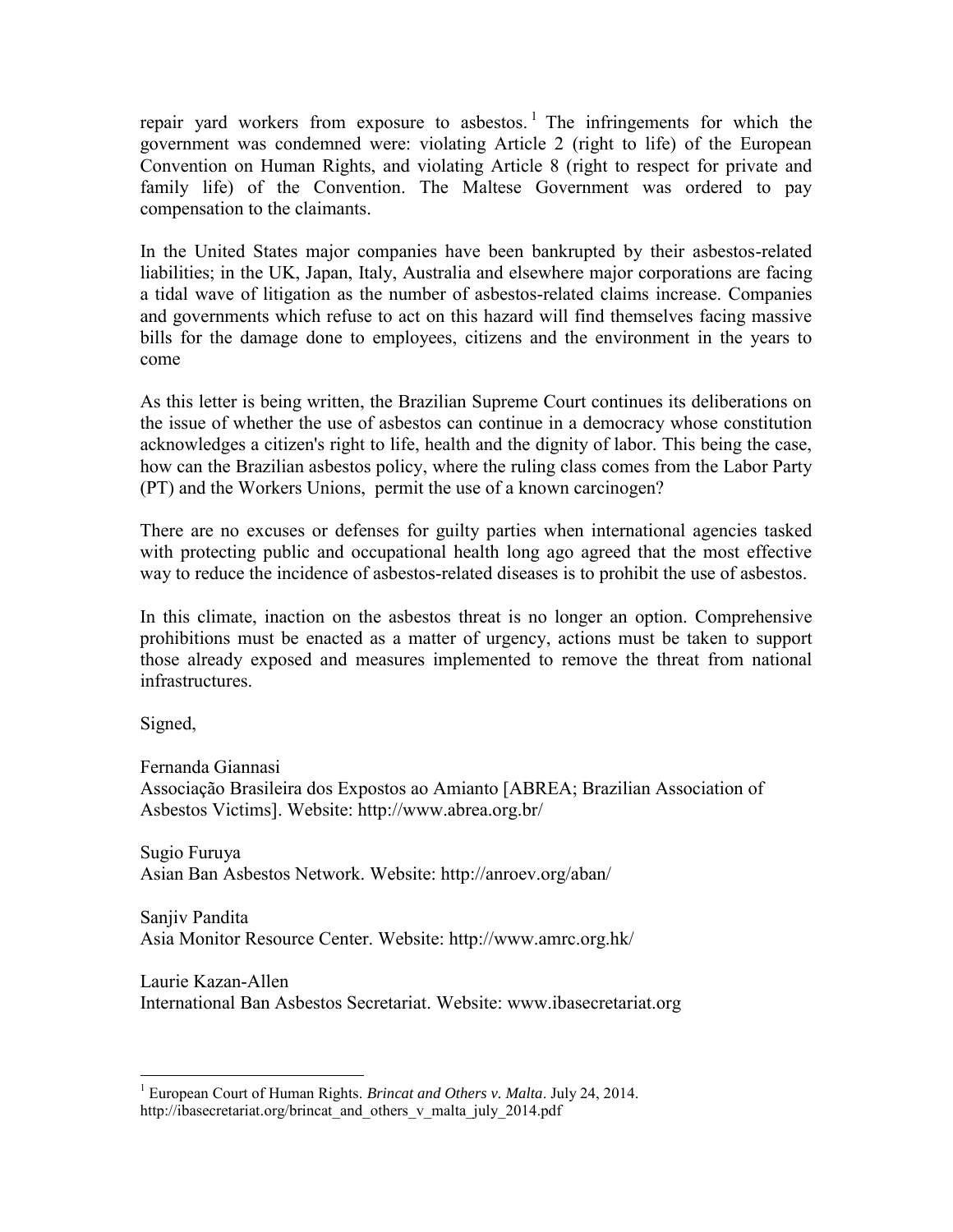repair yard workers from exposure to asbestos.[1] The infringements for which the government was condemned were: violating Article 2 (right to life) of the European Convention on Human Rights, and violating Article 8 (right to respect for private and family life) of the Convention. The Maltese Government was ordered to pay compensation to the claimants.

In the United States major companies have been bankrupted by their asbestos-related liabilities; in the UK, Japan, Italy, Australia and elsewhere major corporations are facing a tidal wave of litigation as the number of asbestos-related claims increase. Companies and governments which refuse to act on this hazard will find themselves facing massive bills for the damage done to employees, citizens and the environment in the years to come

As this letter is being written, the Brazilian Supreme Court continues its deliberations on the issue of whether the use of asbestos can continue in a democracy whose constitution acknowledges a citizen's right to life, health and the dignity of labor. This being the case, how can the Brazilian asbestos policy, where the ruling class comes from the Labor Party (PT) and the Workers Unions, permit the use of a known carcinogen?

There are no excuses or defenses for guilty parties when international agencies tasked with protecting public and occupational health long ago agreed that the most effective way to reduce the incidence of asbestos-related diseases is to prohibit the use of asbestos.

In this climate, inaction on the asbestos threat is no longer an option. Comprehensive prohibitions must be enacted as a matter of urgency, actions must be taken to support those already exposed and measures implemented to remove the threat from national infrastructures.

Signed,

Fernanda Giannasi
Associação Brasileira dos Expostos ao Amianto [ABREA; Brazilian Association of Asbestos Victims]. Website: http://www.abrea.org.br/

Sugio Furuya
Asian Ban Asbestos Network. Website: http://anroev.org/aban/

Sanjiv Pandita
Asia Monitor Resource Center. Website: http://www.amrc.org.hk/

Laurie Kazan-Allen
International Ban Asbestos Secretariat. Website: www.ibasecretariat.org

---

[1] European Court of Human Rights. *Brincat and Others v. Malta*. July 24, 2014. http://ibasecretariat.org/brincat_and_others_v_malta_july_2014.pdf